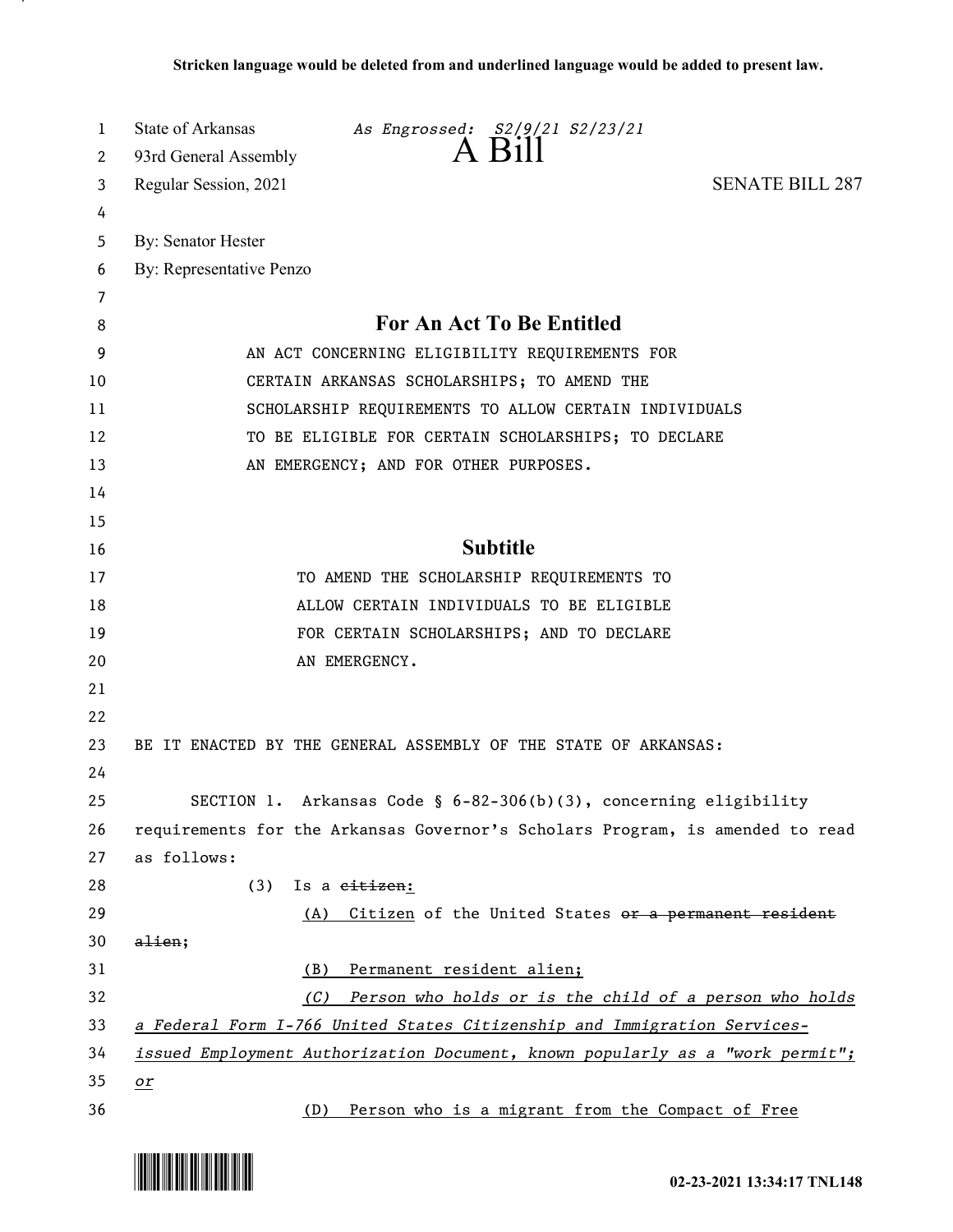**Stricken language would be deleted from and underlined language would be added to present law.**

State of Arkansas *As Engrossed: S2/9/21 S2/23/21*
93rd General Assembly
# A Bill
Regular Session, 2021 SENATE BILL 287

By: Senator Hester
By: Representative Penzo

## For An Act To Be Entitled

AN ACT CONCERNING ELIGIBILITY REQUIREMENTS FOR CERTAIN ARKANSAS SCHOLARSHIPS; TO AMEND THE SCHOLARSHIP REQUIREMENTS TO ALLOW CERTAIN INDIVIDUALS TO BE ELIGIBLE FOR CERTAIN SCHOLARSHIPS; TO DECLARE AN EMERGENCY; AND FOR OTHER PURPOSES.

## Subtitle

TO AMEND THE SCHOLARSHIP REQUIREMENTS TO ALLOW CERTAIN INDIVIDUALS TO BE ELIGIBLE FOR CERTAIN SCHOLARSHIPS; AND TO DECLARE AN EMERGENCY.

BE IT ENACTED BY THE GENERAL ASSEMBLY OF THE STATE OF ARKANSAS:

SECTION 1. Arkansas Code § 6-82-306(b)(3), concerning eligibility requirements for the Arkansas Governor's Scholars Program, is amended to read as follows:

(3) Is a ~~citizen~~:

(A) Citizen of the United States ~~or a permanent resident alien~~;

(B) Permanent resident alien;

*(C) Person who holds or is the child of a person who holds a Federal Form I-766 United States Citizenship and Immigration Services-issued Employment Authorization Document, known popularly as a "work permit"; or*

(D) Person who is a migrant from the Compact of Free

02-23-2021 13:34:17 TNL148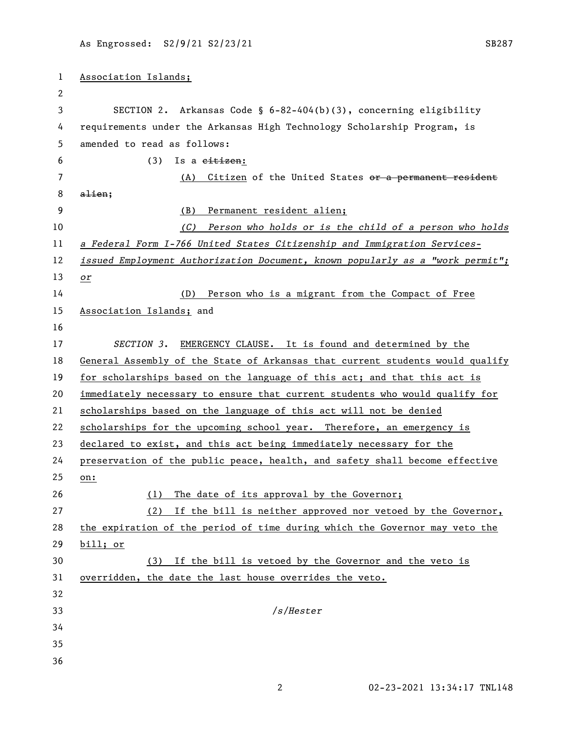Association Islands;

SECTION 2. Arkansas Code § 6-82-404(b)(3), concerning eligibility requirements under the Arkansas High Technology Scholarship Program, is amended to read as follows:

(3) Is a ~~citizen~~:

(A) Citizen of the United States ~~or a permanent resident alien~~;

(B) Permanent resident alien;

*(C) Person who holds or is the child of a person who holds a Federal Form I-766 United States Citizenship and Immigration Services-issued Employment Authorization Document, known popularly as a "work permit"; or*

(D) Person who is a migrant from the Compact of Free Association Islands; and

*SECTION 3.* EMERGENCY CLAUSE. It is found and determined by the General Assembly of the State of Arkansas that current students would qualify for scholarships based on the language of this act; and that this act is immediately necessary to ensure that current students who would qualify for scholarships based on the language of this act will not be denied scholarships for the upcoming school year. Therefore, an emergency is declared to exist, and this act being immediately necessary for the preservation of the public peace, health, and safety shall become effective on:

(1) The date of its approval by the Governor;

(2) If the bill is neither approved nor vetoed by the Governor, the expiration of the period of time during which the Governor may veto the bill; or

(3) If the bill is vetoed by the Governor and the veto is overridden, the date the last house overrides the veto.

*/s/Hester*